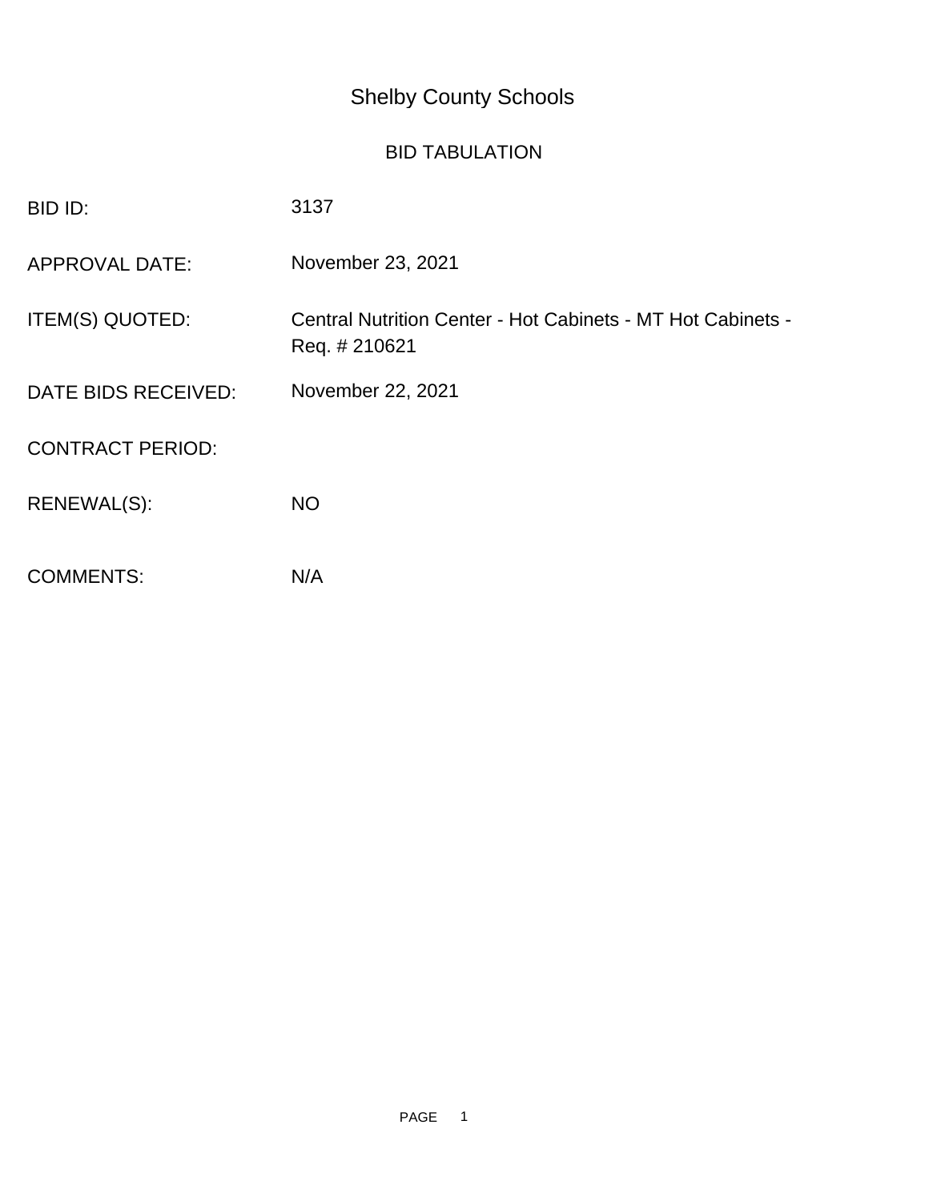# Shelby County Schools

## BID TABULATION

| | |
|---|---|
| BID ID: | 3137 |
| APPROVAL DATE: | November 23, 2021 |
| ITEM(S) QUOTED: | Central Nutrition Center - Hot Cabinets - MT Hot Cabinets - Req. # 210621 |
| DATE BIDS RECEIVED: | November 22, 2021 |
| CONTRACT PERIOD: | |
| RENEWAL(S): | NO |
| COMMENTS: | N/A |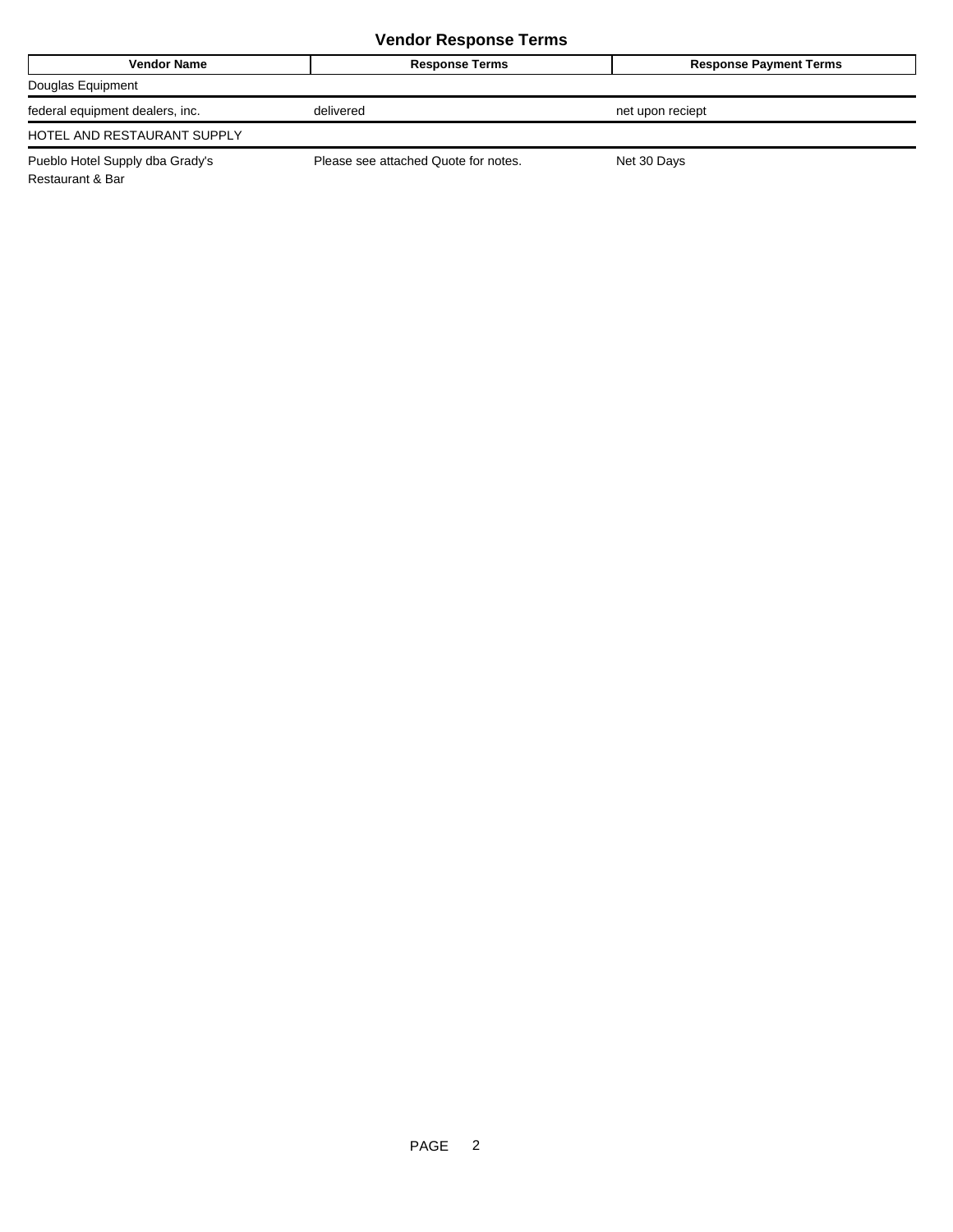### Vendor Response Terms

| Vendor Name | Response Terms | Response Payment Terms |
|---|---|---|
| Douglas Equipment | | |
| federal equipment dealers, inc. | delivered | net upon reciept |
| HOTEL AND RESTAURANT SUPPLY | | |
| Pueblo Hotel Supply dba Grady's Restaurant & Bar | Please see attached Quote for notes. | Net 30 Days |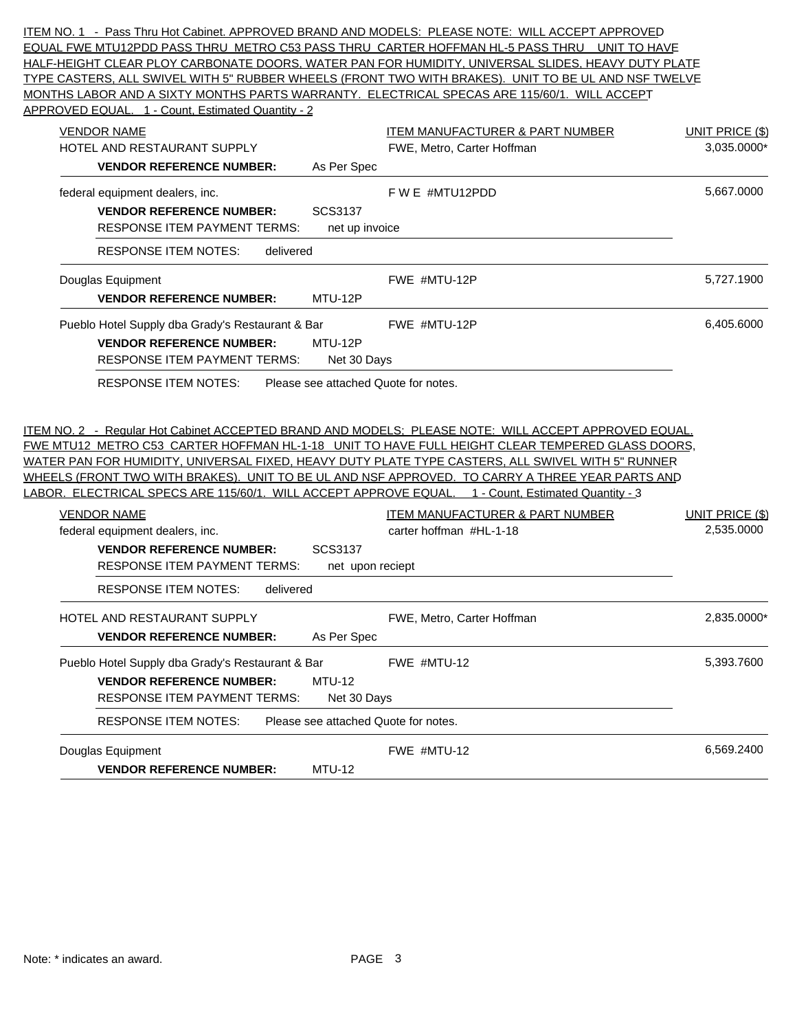ITEM NO. 1 - Pass Thru Hot Cabinet. APPROVED BRAND AND MODELS: PLEASE NOTE: WILL ACCEPT APPROVED EQUAL FWE MTU12PDD PASS THRU METRO C53 PASS THRU CARTER HOFFMAN HL-5 PASS THRU UNIT TO HAVE HALF-HEIGHT CLEAR PLOY CARBONATE DOORS, WATER PAN FOR HUMIDITY, UNIVERSAL SLIDES, HEAVY DUTY PLATE TYPE CASTERS, ALL SWIVEL WITH 5" RUBBER WHEELS (FRONT TWO WITH BRAKES). UNIT TO BE UL AND NSF TWELVE MONTHS LABOR AND A SIXTY MONTHS PARTS WARRANTY. ELECTRICAL SPECAS ARE 115/60/1. WILL ACCEPT APPROVED EQUAL. 1 - Count, Estimated Quantity - 2

| VENDOR NAME | ITEM MANUFACTURER & PART NUMBER | UNIT PRICE ($) |
|---|---|---|
| HOTEL AND RESTAURANT SUPPLY<br>**VENDOR REFERENCE NUMBER:** As Per Spec | FWE, Metro, Carter Hoffman | 3,035.0000* |
| federal equipment dealers, inc.<br>**VENDOR REFERENCE NUMBER:** SCS3137<br>RESPONSE ITEM PAYMENT TERMS: net up invoice<br>RESPONSE ITEM NOTES: delivered | F W E #MTU12PDD | 5,667.0000 |
| Douglas Equipment<br>**VENDOR REFERENCE NUMBER:** MTU-12P | FWE #MTU-12P | 5,727.1900 |
| Pueblo Hotel Supply dba Grady's Restaurant & Bar<br>**VENDOR REFERENCE NUMBER:** MTU-12P<br>RESPONSE ITEM PAYMENT TERMS: Net 30 Days<br>RESPONSE ITEM NOTES: Please see attached Quote for notes. | FWE #MTU-12P | 6,405.6000 |

ITEM NO. 2 - Regular Hot Cabinet ACCEPTED BRAND AND MODELS; PLEASE NOTE: WILL ACCEPT APPROVED EQUAL. FWE MTU12 METRO C53 CARTER HOFFMAN HL-1-18 UNIT TO HAVE FULL HEIGHT CLEAR TEMPERED GLASS DOORS, WATER PAN FOR HUMIDITY, UNIVERSAL FIXED, HEAVY DUTY PLATE TYPE CASTERS, ALL SWIVEL WITH 5" RUNNER WHEELS (FRONT TWO WITH BRAKES). UNIT TO BE UL AND NSF APPROVED. TO CARRY A THREE YEAR PARTS AND LABOR. ELECTRICAL SPECS ARE 115/60/1. WILL ACCEPT APPROVE EQUAL. 1 - Count, Estimated Quantity - 3

| VENDOR NAME | ITEM MANUFACTURER & PART NUMBER | UNIT PRICE ($) |
|---|---|---|
| federal equipment dealers, inc.<br>**VENDOR REFERENCE NUMBER:** SCS3137<br>RESPONSE ITEM PAYMENT TERMS: net upon reciept<br>RESPONSE ITEM NOTES: delivered | carter hoffman #HL-1-18 | 2,535.0000 |
| HOTEL AND RESTAURANT SUPPLY<br>**VENDOR REFERENCE NUMBER:** As Per Spec | FWE, Metro, Carter Hoffman | 2,835.0000* |
| Pueblo Hotel Supply dba Grady's Restaurant & Bar<br>**VENDOR REFERENCE NUMBER:** MTU-12<br>RESPONSE ITEM PAYMENT TERMS: Net 30 Days<br>RESPONSE ITEM NOTES: Please see attached Quote for notes. | FWE #MTU-12 | 5,393.7600 |
| Douglas Equipment<br>**VENDOR REFERENCE NUMBER:** MTU-12 | FWE #MTU-12 | 6,569.2400 |

Note: * indicates an award.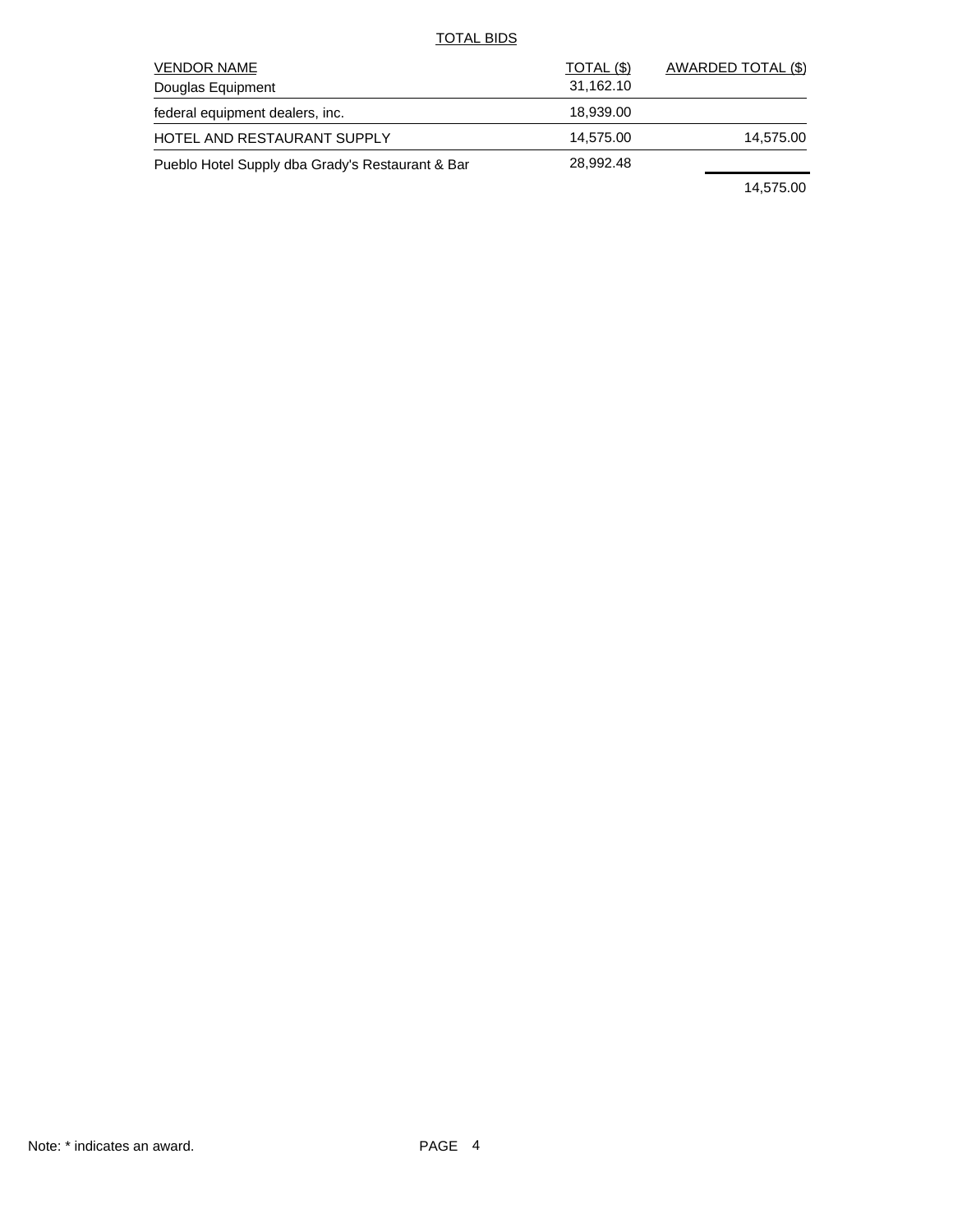TOTAL BIDS

| VENDOR NAME | TOTAL ($) | AWARDED TOTAL ($) |
| --- | --- | --- |
| Douglas Equipment | 31,162.10 | |
| federal equipment dealers, inc. | 18,939.00 | |
| HOTEL AND RESTAURANT SUPPLY | 14,575.00 | 14,575.00 |
| Pueblo Hotel Supply dba Grady's Restaurant & Bar | 28,992.48 | |
| | | 14,575.00 |

Note: * indicates an award.